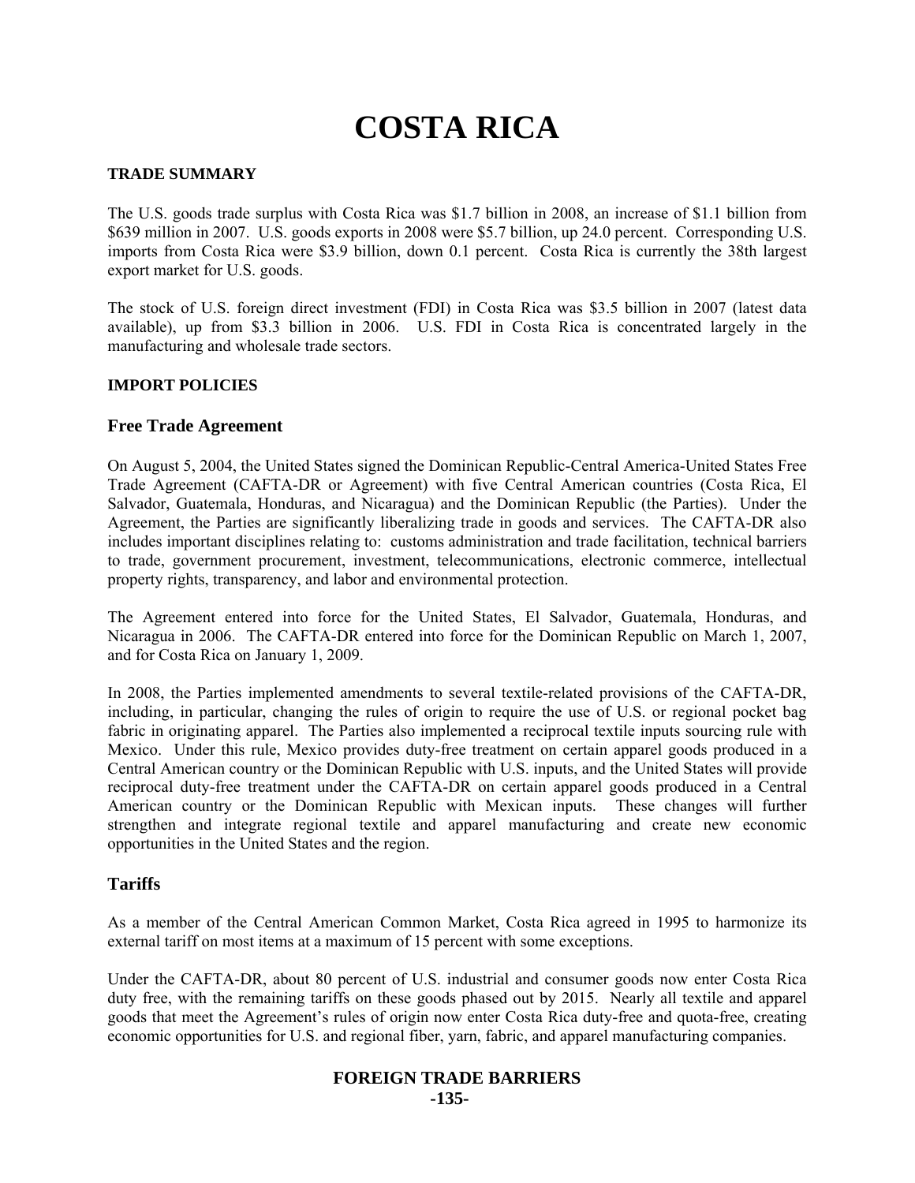# COSTA RICA

## TRADE SUMMARY

The U.S. goods trade surplus with Costa Rica was $1.7 billion in 2008, an increase of $1.1 billion from $639 million in 2007. U.S. goods exports in 2008 were $5.7 billion, up 24.0 percent. Corresponding U.S. imports from Costa Rica were $3.9 billion, down 0.1 percent. Costa Rica is currently the 38th largest export market for U.S. goods.

The stock of U.S. foreign direct investment (FDI) in Costa Rica was $3.5 billion in 2007 (latest data available), up from $3.3 billion in 2006. U.S. FDI in Costa Rica is concentrated largely in the manufacturing and wholesale trade sectors.

## IMPORT POLICIES

### Free Trade Agreement

On August 5, 2004, the United States signed the Dominican Republic-Central America-United States Free Trade Agreement (CAFTA-DR or Agreement) with five Central American countries (Costa Rica, El Salvador, Guatemala, Honduras, and Nicaragua) and the Dominican Republic (the Parties). Under the Agreement, the Parties are significantly liberalizing trade in goods and services. The CAFTA-DR also includes important disciplines relating to: customs administration and trade facilitation, technical barriers to trade, government procurement, investment, telecommunications, electronic commerce, intellectual property rights, transparency, and labor and environmental protection.

The Agreement entered into force for the United States, El Salvador, Guatemala, Honduras, and Nicaragua in 2006. The CAFTA-DR entered into force for the Dominican Republic on March 1, 2007, and for Costa Rica on January 1, 2009.

In 2008, the Parties implemented amendments to several textile-related provisions of the CAFTA-DR, including, in particular, changing the rules of origin to require the use of U.S. or regional pocket bag fabric in originating apparel. The Parties also implemented a reciprocal textile inputs sourcing rule with Mexico. Under this rule, Mexico provides duty-free treatment on certain apparel goods produced in a Central American country or the Dominican Republic with U.S. inputs, and the United States will provide reciprocal duty-free treatment under the CAFTA-DR on certain apparel goods produced in a Central American country or the Dominican Republic with Mexican inputs. These changes will further strengthen and integrate regional textile and apparel manufacturing and create new economic opportunities in the United States and the region.

### Tariffs

As a member of the Central American Common Market, Costa Rica agreed in 1995 to harmonize its external tariff on most items at a maximum of 15 percent with some exceptions.

Under the CAFTA-DR, about 80 percent of U.S. industrial and consumer goods now enter Costa Rica duty free, with the remaining tariffs on these goods phased out by 2015. Nearly all textile and apparel goods that meet the Agreement's rules of origin now enter Costa Rica duty-free and quota-free, creating economic opportunities for U.S. and regional fiber, yarn, fabric, and apparel manufacturing companies.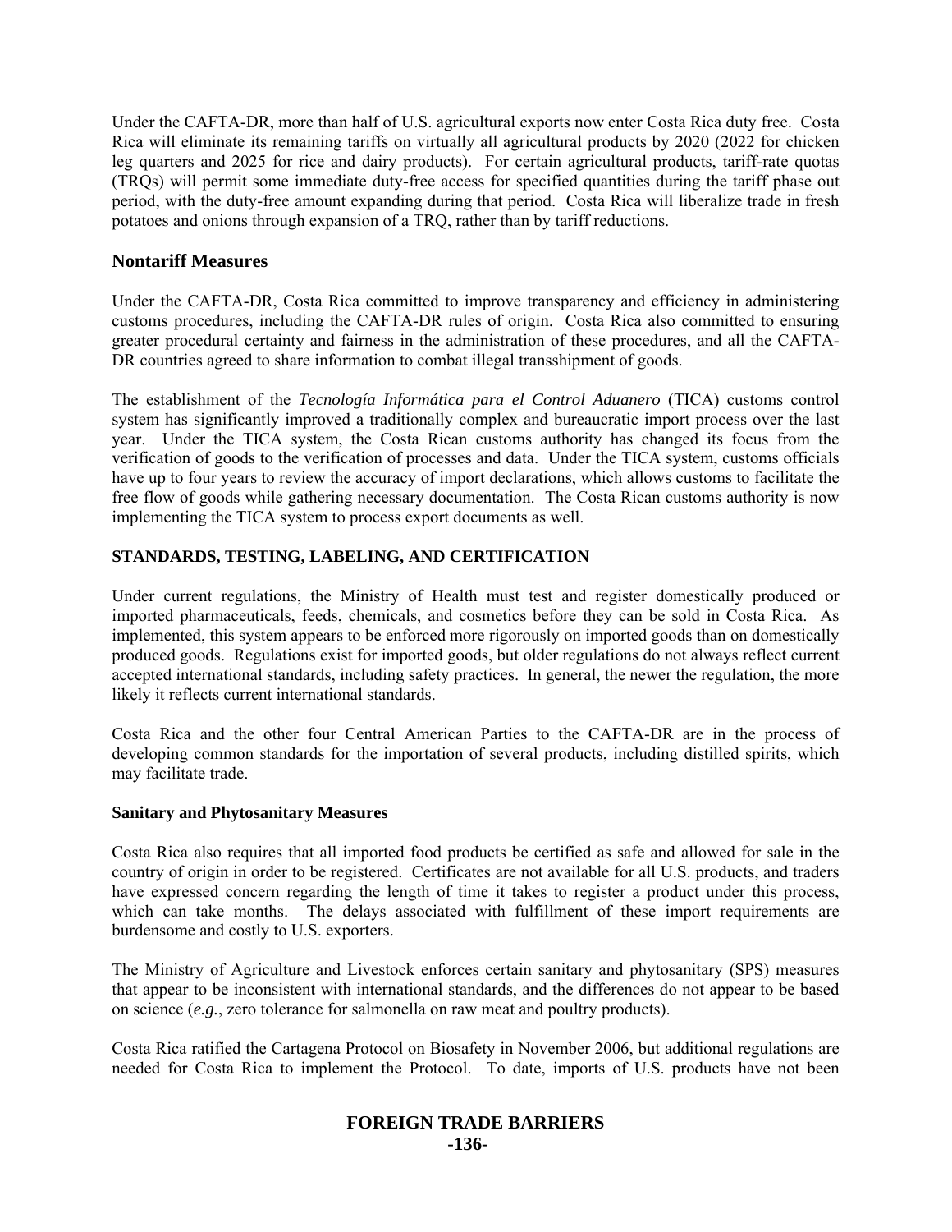Under the CAFTA-DR, more than half of U.S. agricultural exports now enter Costa Rica duty free. Costa Rica will eliminate its remaining tariffs on virtually all agricultural products by 2020 (2022 for chicken leg quarters and 2025 for rice and dairy products). For certain agricultural products, tariff-rate quotas (TRQs) will permit some immediate duty-free access for specified quantities during the tariff phase out period, with the duty-free amount expanding during that period. Costa Rica will liberalize trade in fresh potatoes and onions through expansion of a TRQ, rather than by tariff reductions.

## Nontariff Measures

Under the CAFTA-DR, Costa Rica committed to improve transparency and efficiency in administering customs procedures, including the CAFTA-DR rules of origin. Costa Rica also committed to ensuring greater procedural certainty and fairness in the administration of these procedures, and all the CAFTA-DR countries agreed to share information to combat illegal transshipment of goods.

The establishment of the *Tecnología Informática para el Control Aduanero* (TICA) customs control system has significantly improved a traditionally complex and bureaucratic import process over the last year. Under the TICA system, the Costa Rican customs authority has changed its focus from the verification of goods to the verification of processes and data. Under the TICA system, customs officials have up to four years to review the accuracy of import declarations, which allows customs to facilitate the free flow of goods while gathering necessary documentation. The Costa Rican customs authority is now implementing the TICA system to process export documents as well.

### STANDARDS, TESTING, LABELING, AND CERTIFICATION

Under current regulations, the Ministry of Health must test and register domestically produced or imported pharmaceuticals, feeds, chemicals, and cosmetics before they can be sold in Costa Rica. As implemented, this system appears to be enforced more rigorously on imported goods than on domestically produced goods. Regulations exist for imported goods, but older regulations do not always reflect current accepted international standards, including safety practices. In general, the newer the regulation, the more likely it reflects current international standards.

Costa Rica and the other four Central American Parties to the CAFTA-DR are in the process of developing common standards for the importation of several products, including distilled spirits, which may facilitate trade.

#### Sanitary and Phytosanitary Measures

Costa Rica also requires that all imported food products be certified as safe and allowed for sale in the country of origin in order to be registered. Certificates are not available for all U.S. products, and traders have expressed concern regarding the length of time it takes to register a product under this process, which can take months. The delays associated with fulfillment of these import requirements are burdensome and costly to U.S. exporters.

The Ministry of Agriculture and Livestock enforces certain sanitary and phytosanitary (SPS) measures that appear to be inconsistent with international standards, and the differences do not appear to be based on science (*e.g.*, zero tolerance for salmonella on raw meat and poultry products).

Costa Rica ratified the Cartagena Protocol on Biosafety in November 2006, but additional regulations are needed for Costa Rica to implement the Protocol. To date, imports of U.S. products have not been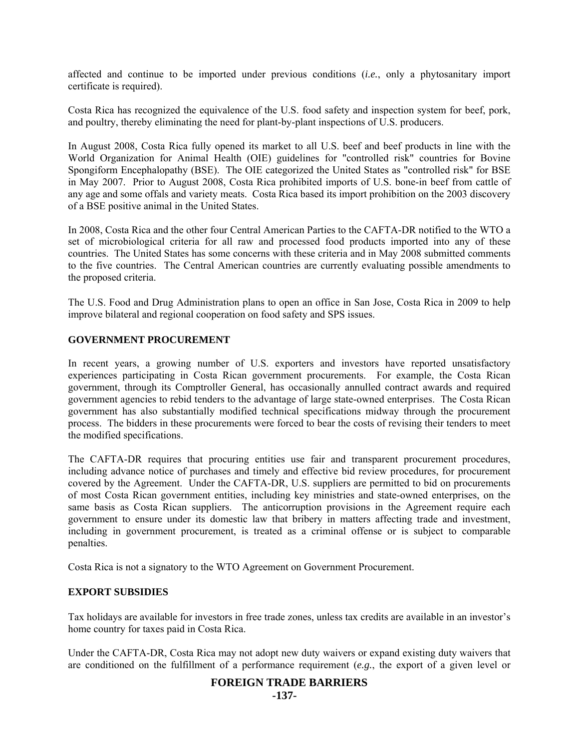affected and continue to be imported under previous conditions (*i.e.*, only a phytosanitary import certificate is required).

Costa Rica has recognized the equivalence of the U.S. food safety and inspection system for beef, pork, and poultry, thereby eliminating the need for plant-by-plant inspections of U.S. producers.

In August 2008, Costa Rica fully opened its market to all U.S. beef and beef products in line with the World Organization for Animal Health (OIE) guidelines for "controlled risk" countries for Bovine Spongiform Encephalopathy (BSE). The OIE categorized the United States as "controlled risk" for BSE in May 2007. Prior to August 2008, Costa Rica prohibited imports of U.S. bone-in beef from cattle of any age and some offals and variety meats. Costa Rica based its import prohibition on the 2003 discovery of a BSE positive animal in the United States.

In 2008, Costa Rica and the other four Central American Parties to the CAFTA-DR notified to the WTO a set of microbiological criteria for all raw and processed food products imported into any of these countries. The United States has some concerns with these criteria and in May 2008 submitted comments to the five countries. The Central American countries are currently evaluating possible amendments to the proposed criteria.

The U.S. Food and Drug Administration plans to open an office in San Jose, Costa Rica in 2009 to help improve bilateral and regional cooperation on food safety and SPS issues.

## GOVERNMENT PROCUREMENT

In recent years, a growing number of U.S. exporters and investors have reported unsatisfactory experiences participating in Costa Rican government procurements. For example, the Costa Rican government, through its Comptroller General, has occasionally annulled contract awards and required government agencies to rebid tenders to the advantage of large state-owned enterprises. The Costa Rican government has also substantially modified technical specifications midway through the procurement process. The bidders in these procurements were forced to bear the costs of revising their tenders to meet the modified specifications.

The CAFTA-DR requires that procuring entities use fair and transparent procurement procedures, including advance notice of purchases and timely and effective bid review procedures, for procurement covered by the Agreement. Under the CAFTA-DR, U.S. suppliers are permitted to bid on procurements of most Costa Rican government entities, including key ministries and state-owned enterprises, on the same basis as Costa Rican suppliers. The anticorruption provisions in the Agreement require each government to ensure under its domestic law that bribery in matters affecting trade and investment, including in government procurement, is treated as a criminal offense or is subject to comparable penalties.

Costa Rica is not a signatory to the WTO Agreement on Government Procurement.

## EXPORT SUBSIDIES

Tax holidays are available for investors in free trade zones, unless tax credits are available in an investor's home country for taxes paid in Costa Rica.

Under the CAFTA-DR, Costa Rica may not adopt new duty waivers or expand existing duty waivers that are conditioned on the fulfillment of a performance requirement (*e.g.*, the export of a given level or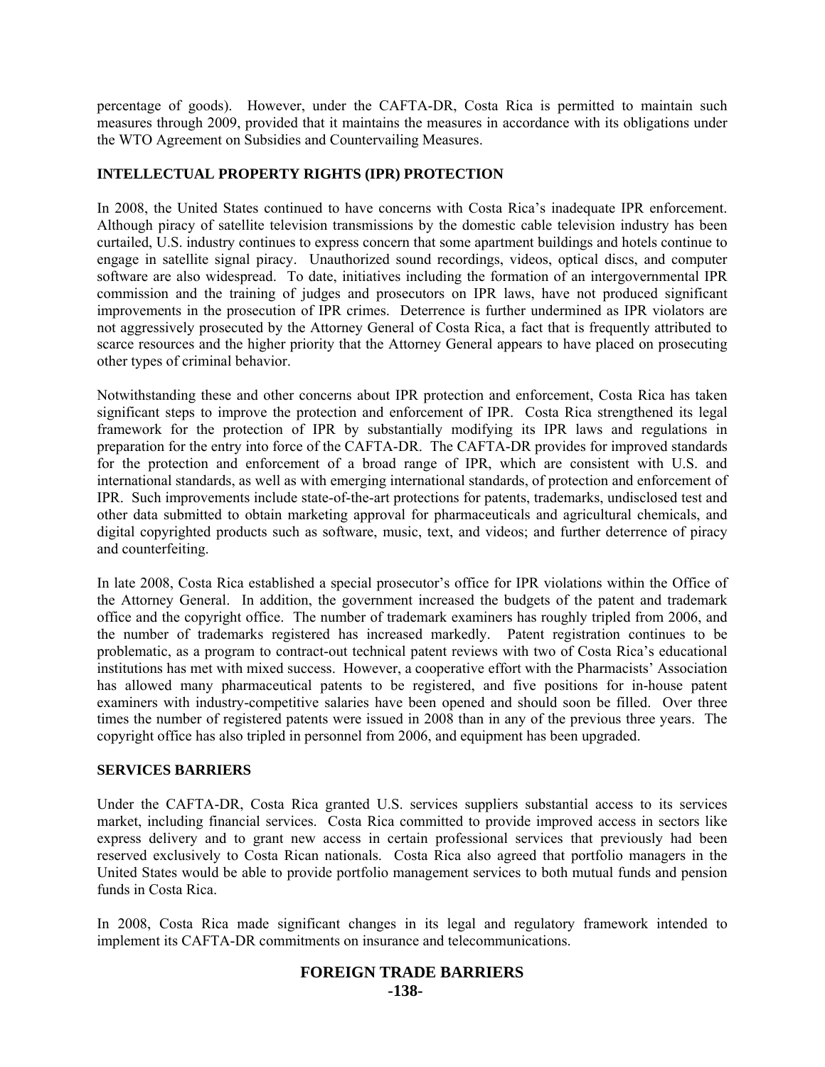percentage of goods). However, under the CAFTA-DR, Costa Rica is permitted to maintain such measures through 2009, provided that it maintains the measures in accordance with its obligations under the WTO Agreement on Subsidies and Countervailing Measures.

## INTELLECTUAL PROPERTY RIGHTS (IPR) PROTECTION

In 2008, the United States continued to have concerns with Costa Rica's inadequate IPR enforcement. Although piracy of satellite television transmissions by the domestic cable television industry has been curtailed, U.S. industry continues to express concern that some apartment buildings and hotels continue to engage in satellite signal piracy. Unauthorized sound recordings, videos, optical discs, and computer software are also widespread. To date, initiatives including the formation of an intergovernmental IPR commission and the training of judges and prosecutors on IPR laws, have not produced significant improvements in the prosecution of IPR crimes. Deterrence is further undermined as IPR violators are not aggressively prosecuted by the Attorney General of Costa Rica, a fact that is frequently attributed to scarce resources and the higher priority that the Attorney General appears to have placed on prosecuting other types of criminal behavior.

Notwithstanding these and other concerns about IPR protection and enforcement, Costa Rica has taken significant steps to improve the protection and enforcement of IPR. Costa Rica strengthened its legal framework for the protection of IPR by substantially modifying its IPR laws and regulations in preparation for the entry into force of the CAFTA-DR. The CAFTA-DR provides for improved standards for the protection and enforcement of a broad range of IPR, which are consistent with U.S. and international standards, as well as with emerging international standards, of protection and enforcement of IPR. Such improvements include state-of-the-art protections for patents, trademarks, undisclosed test and other data submitted to obtain marketing approval for pharmaceuticals and agricultural chemicals, and digital copyrighted products such as software, music, text, and videos; and further deterrence of piracy and counterfeiting.

In late 2008, Costa Rica established a special prosecutor's office for IPR violations within the Office of the Attorney General. In addition, the government increased the budgets of the patent and trademark office and the copyright office. The number of trademark examiners has roughly tripled from 2006, and the number of trademarks registered has increased markedly. Patent registration continues to be problematic, as a program to contract-out technical patent reviews with two of Costa Rica's educational institutions has met with mixed success. However, a cooperative effort with the Pharmacists' Association has allowed many pharmaceutical patents to be registered, and five positions for in-house patent examiners with industry-competitive salaries have been opened and should soon be filled. Over three times the number of registered patents were issued in 2008 than in any of the previous three years. The copyright office has also tripled in personnel from 2006, and equipment has been upgraded.

## SERVICES BARRIERS

Under the CAFTA-DR, Costa Rica granted U.S. services suppliers substantial access to its services market, including financial services. Costa Rica committed to provide improved access in sectors like express delivery and to grant new access in certain professional services that previously had been reserved exclusively to Costa Rican nationals. Costa Rica also agreed that portfolio managers in the United States would be able to provide portfolio management services to both mutual funds and pension funds in Costa Rica.

In 2008, Costa Rica made significant changes in its legal and regulatory framework intended to implement its CAFTA-DR commitments on insurance and telecommunications.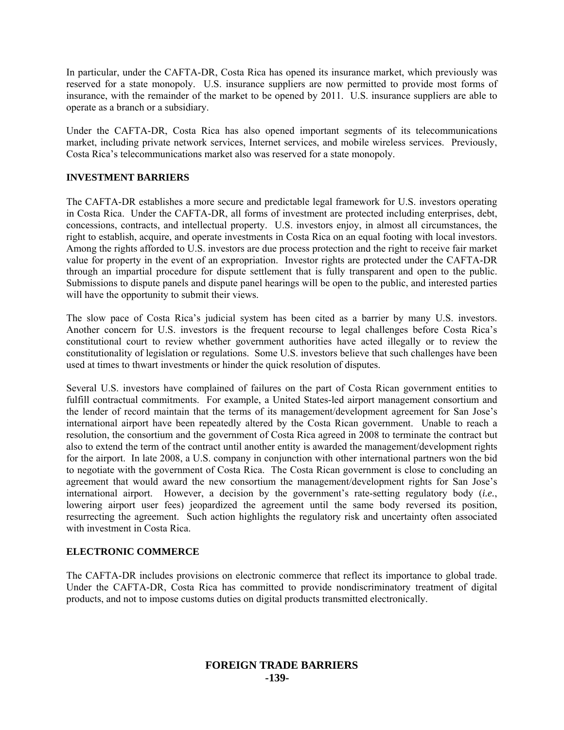In particular, under the CAFTA-DR, Costa Rica has opened its insurance market, which previously was reserved for a state monopoly. U.S. insurance suppliers are now permitted to provide most forms of insurance, with the remainder of the market to be opened by 2011. U.S. insurance suppliers are able to operate as a branch or a subsidiary.

Under the CAFTA-DR, Costa Rica has also opened important segments of its telecommunications market, including private network services, Internet services, and mobile wireless services. Previously, Costa Rica's telecommunications market also was reserved for a state monopoly.

### INVESTMENT BARRIERS

The CAFTA-DR establishes a more secure and predictable legal framework for U.S. investors operating in Costa Rica. Under the CAFTA-DR, all forms of investment are protected including enterprises, debt, concessions, contracts, and intellectual property. U.S. investors enjoy, in almost all circumstances, the right to establish, acquire, and operate investments in Costa Rica on an equal footing with local investors. Among the rights afforded to U.S. investors are due process protection and the right to receive fair market value for property in the event of an expropriation. Investor rights are protected under the CAFTA-DR through an impartial procedure for dispute settlement that is fully transparent and open to the public. Submissions to dispute panels and dispute panel hearings will be open to the public, and interested parties will have the opportunity to submit their views.

The slow pace of Costa Rica's judicial system has been cited as a barrier by many U.S. investors. Another concern for U.S. investors is the frequent recourse to legal challenges before Costa Rica's constitutional court to review whether government authorities have acted illegally or to review the constitutionality of legislation or regulations. Some U.S. investors believe that such challenges have been used at times to thwart investments or hinder the quick resolution of disputes.

Several U.S. investors have complained of failures on the part of Costa Rican government entities to fulfill contractual commitments. For example, a United States-led airport management consortium and the lender of record maintain that the terms of its management/development agreement for San Jose's international airport have been repeatedly altered by the Costa Rican government. Unable to reach a resolution, the consortium and the government of Costa Rica agreed in 2008 to terminate the contract but also to extend the term of the contract until another entity is awarded the management/development rights for the airport. In late 2008, a U.S. company in conjunction with other international partners won the bid to negotiate with the government of Costa Rica. The Costa Rican government is close to concluding an agreement that would award the new consortium the management/development rights for San Jose's international airport. However, a decision by the government's rate-setting regulatory body (*i.e.*, lowering airport user fees) jeopardized the agreement until the same body reversed its position, resurrecting the agreement. Such action highlights the regulatory risk and uncertainty often associated with investment in Costa Rica.

### ELECTRONIC COMMERCE

The CAFTA-DR includes provisions on electronic commerce that reflect its importance to global trade. Under the CAFTA-DR, Costa Rica has committed to provide nondiscriminatory treatment of digital products, and not to impose customs duties on digital products transmitted electronically.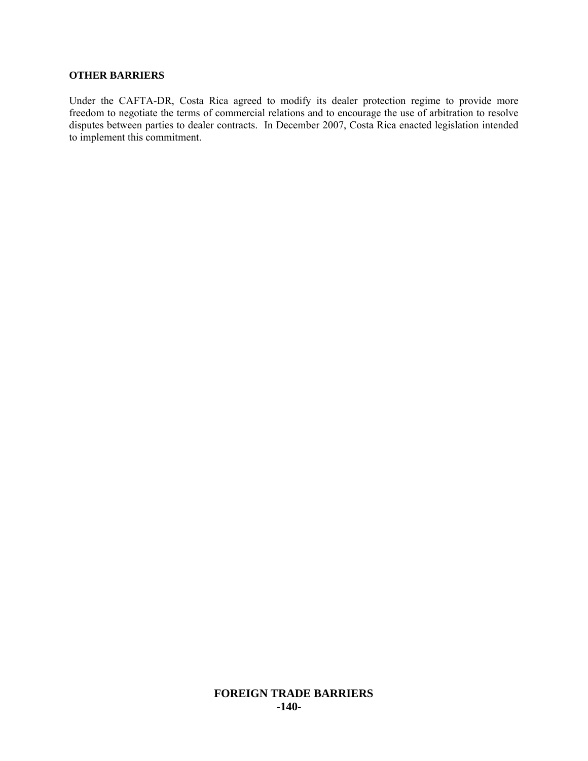**OTHER BARRIERS**

Under the CAFTA-DR, Costa Rica agreed to modify its dealer protection regime to provide more freedom to negotiate the terms of commercial relations and to encourage the use of arbitration to resolve disputes between parties to dealer contracts. In December 2007, Costa Rica enacted legislation intended to implement this commitment.